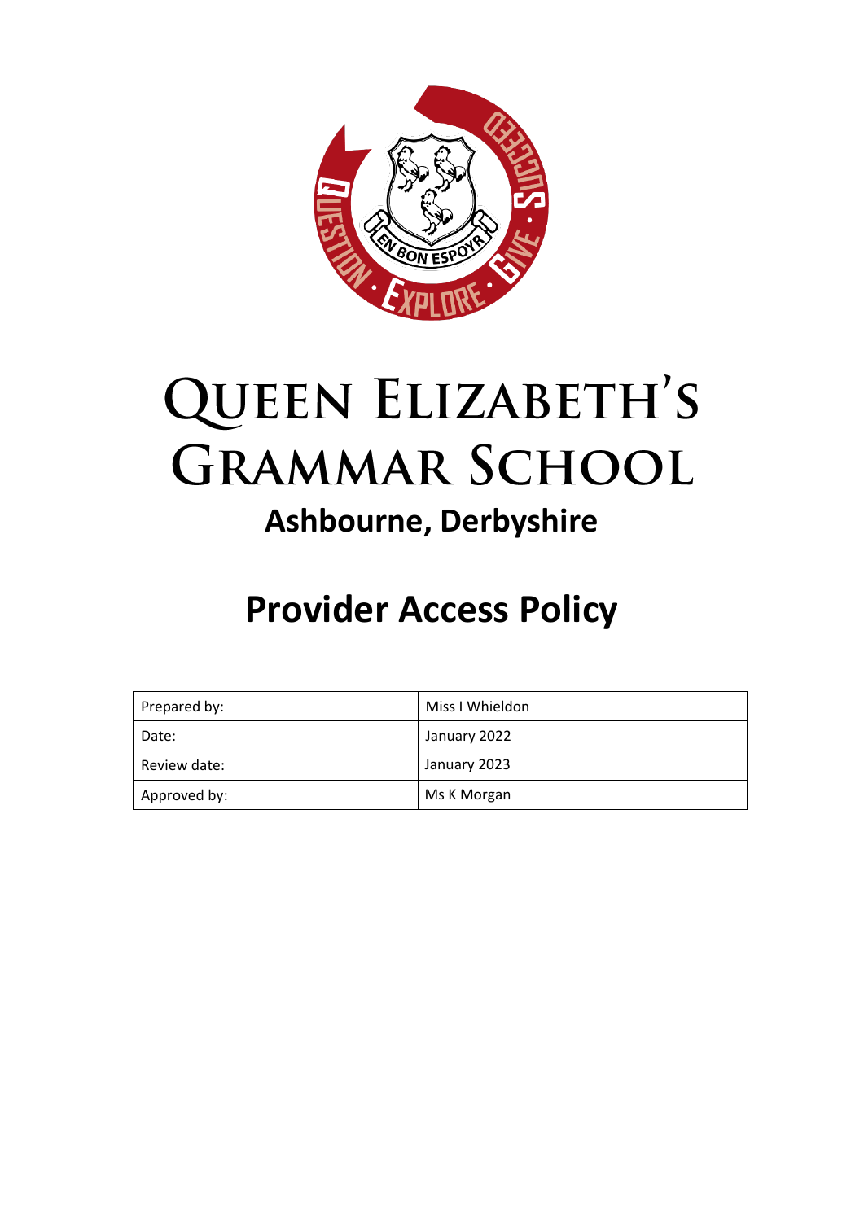# Queen Elizabeth's Grammar School

## Ashbourne, Derbyshire

# Provider Access Policy

| Prepared by: | Miss I Whieldon |
|---|---|
| Date: | January 2022 |
| Review date: | January 2023 |
| Approved by: | Ms K Morgan |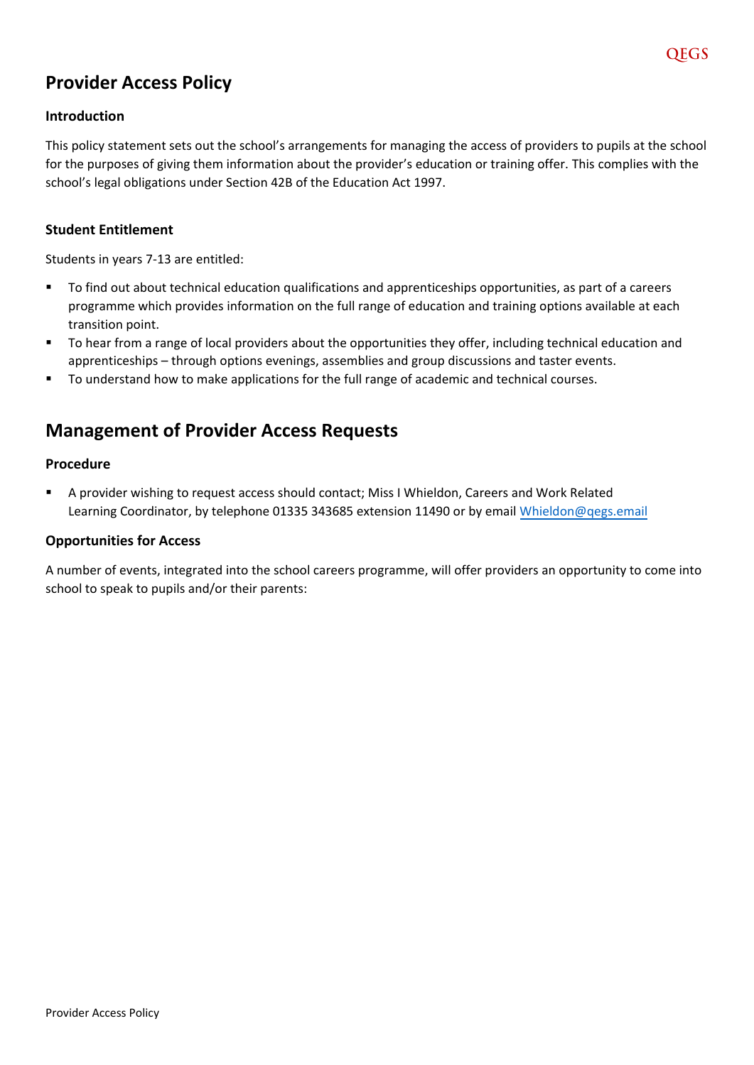# Provider Access Policy

### Introduction

This policy statement sets out the school's arrangements for managing the access of providers to pupils at the school for the purposes of giving them information about the provider's education or training offer. This complies with the school's legal obligations under Section 42B of the Education Act 1997.

### Student Entitlement

Students in years 7-13 are entitled:

- To find out about technical education qualifications and apprenticeships opportunities, as part of a careers programme which provides information on the full range of education and training options available at each transition point.
- To hear from a range of local providers about the opportunities they offer, including technical education and apprenticeships – through options evenings, assemblies and group discussions and taster events.
- To understand how to make applications for the full range of academic and technical courses.

## Management of Provider Access Requests

### Procedure

- A provider wishing to request access should contact; Miss I Whieldon, Careers and Work Related Learning Coordinator, by telephone 01335 343685 extension 11490 or by email Whieldon@qegs.email

### Opportunities for Access

A number of events, integrated into the school careers programme, will offer providers an opportunity to come into school to speak to pupils and/or their parents: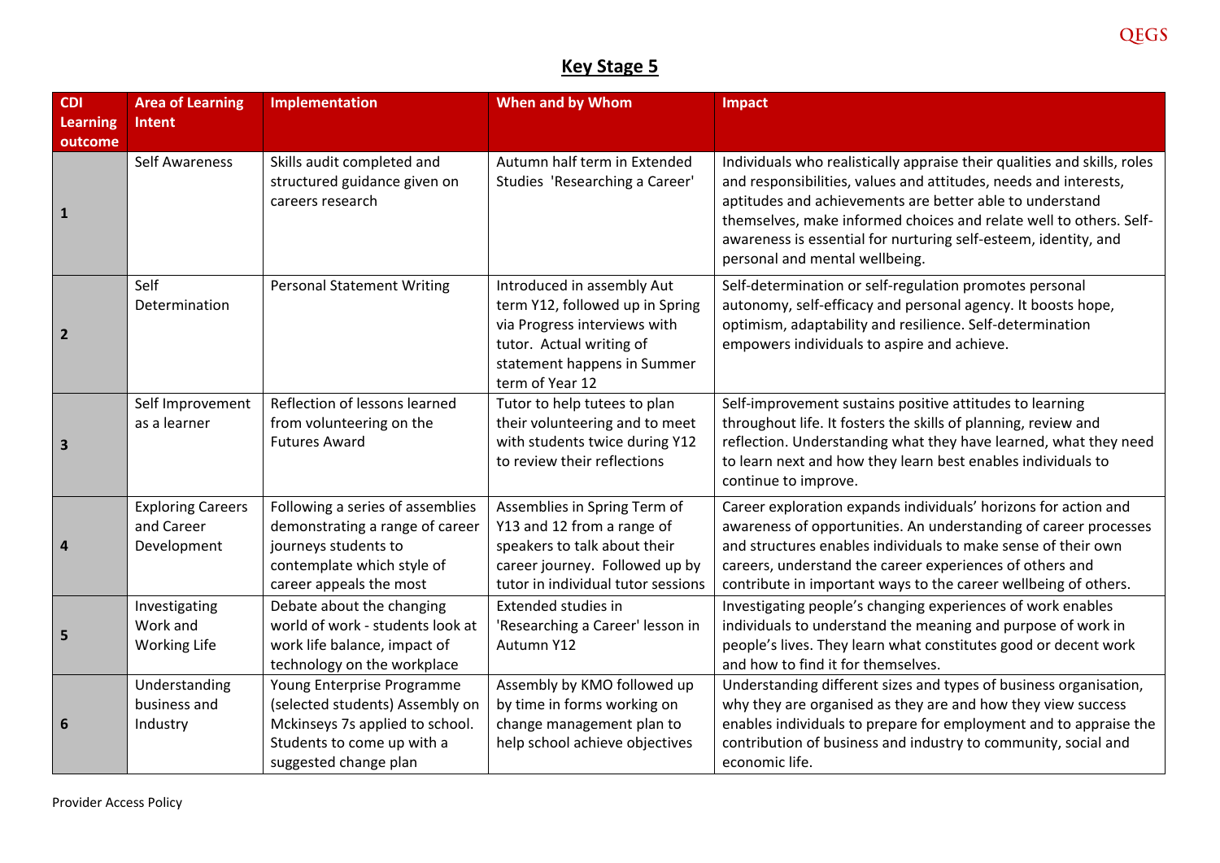## Key Stage 5

| CDI Learning outcome | Area of Learning Intent | Implementation | When and by Whom | Impact |
|---|---|---|---|---|
| 1 | Self Awareness | Skills audit completed and structured guidance given on careers research | Autumn half term in Extended Studies 'Researching a Career' | Individuals who realistically appraise their qualities and skills, roles and responsibilities, values and attitudes, needs and interests, aptitudes and achievements are better able to understand themselves, make informed choices and relate well to others. Self-awareness is essential for nurturing self-esteem, identity, and personal and mental wellbeing. |
| 2 | Self Determination | Personal Statement Writing | Introduced in assembly Aut term Y12, followed up in Spring via Progress interviews with tutor. Actual writing of statement happens in Summer term of Year 12 | Self-determination or self-regulation promotes personal autonomy, self-efficacy and personal agency. It boosts hope, optimism, adaptability and resilience. Self-determination empowers individuals to aspire and achieve. |
| 3 | Self Improvement as a learner | Reflection of lessons learned from volunteering on the Futures Award | Tutor to help tutees to plan their volunteering and to meet with students twice during Y12 to review their reflections | Self-improvement sustains positive attitudes to learning throughout life. It fosters the skills of planning, review and reflection. Understanding what they have learned, what they need to learn next and how they learn best enables individuals to continue to improve. |
| 4 | Exploring Careers and Career Development | Following a series of assemblies demonstrating a range of career journeys students to contemplate which style of career appeals the most | Assemblies in Spring Term of Y13 and 12 from a range of speakers to talk about their career journey. Followed up by tutor in individual tutor sessions | Career exploration expands individuals' horizons for action and awareness of opportunities. An understanding of career processes and structures enables individuals to make sense of their own careers, understand the career experiences of others and contribute in important ways to the career wellbeing of others. |
| 5 | Investigating Work and Working Life | Debate about the changing world of work - students look at work life balance, impact of technology on the workplace | Extended studies in 'Researching a Career' lesson in Autumn Y12 | Investigating people's changing experiences of work enables individuals to understand the meaning and purpose of work in people's lives. They learn what constitutes good or decent work and how to find it for themselves. |
| 6 | Understanding business and Industry | Young Enterprise Programme (selected students) Assembly on Mckinseys 7s applied to school. Students to come up with a suggested change plan | Assembly by KMO followed up by time in forms working on change management plan to help school achieve objectives | Understanding different sizes and types of business organisation, why they are organised as they are and how they view success enables individuals to prepare for employment and to appraise the contribution of business and industry to community, social and economic life. |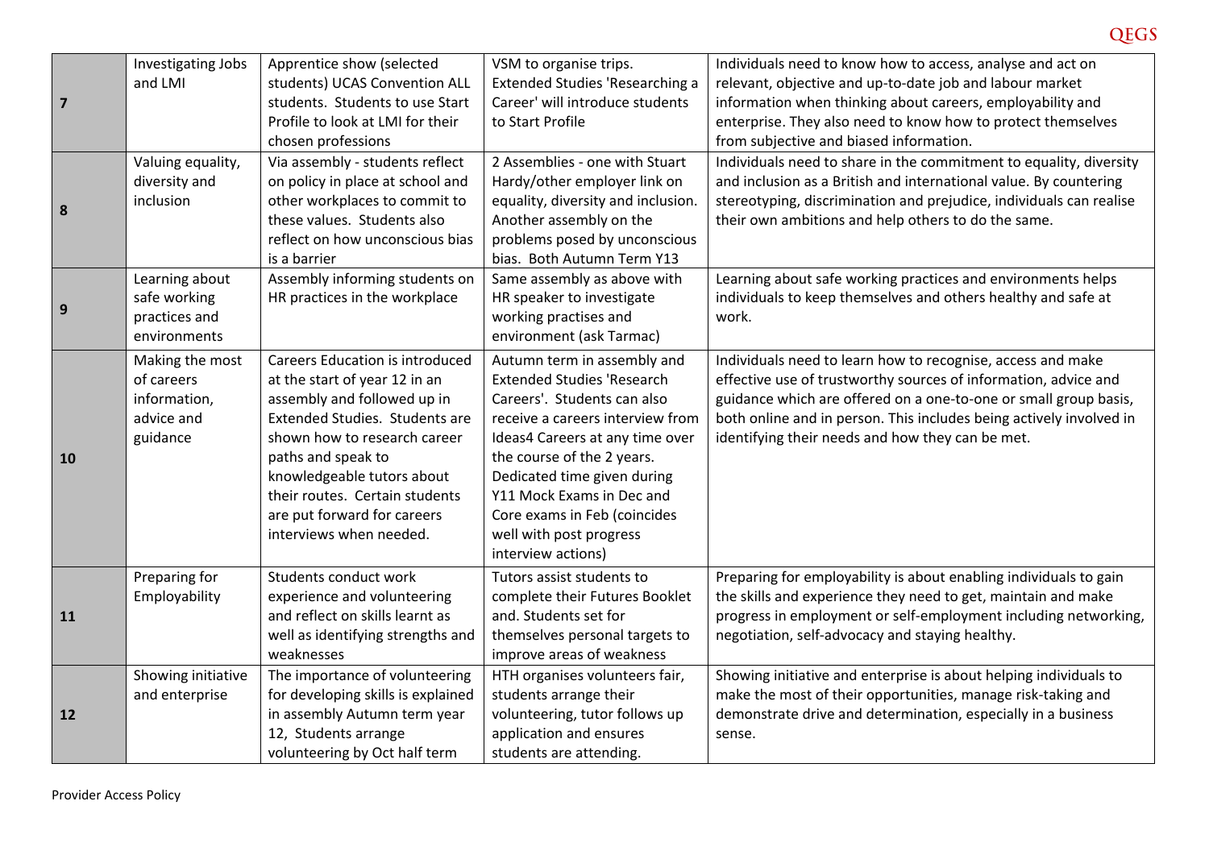| | | | | |
|---|---|---|---|---|
| **7** | Investigating Jobs and LMI | Apprentice show (selected students) UCAS Convention ALL students. Students to use Start Profile to look at LMI for their chosen professions | VSM to organise trips. Extended Studies 'Researching a Career' will introduce students to Start Profile | Individuals need to know how to access, analyse and act on relevant, objective and up-to-date job and labour market information when thinking about careers, employability and enterprise. They also need to know how to protect themselves from subjective and biased information. |
| **8** | Valuing equality, diversity and inclusion | Via assembly - students reflect on policy in place at school and other workplaces to commit to these values. Students also reflect on how unconscious bias is a barrier | 2 Assemblies - one with Stuart Hardy/other employer link on equality, diversity and inclusion. Another assembly on the problems posed by unconscious bias. Both Autumn Term Y13 | Individuals need to share in the commitment to equality, diversity and inclusion as a British and international value. By countering stereotyping, discrimination and prejudice, individuals can realise their own ambitions and help others to do the same. |
| **9** | Learning about safe working practices and environments | Assembly informing students on HR practices in the workplace | Same assembly as above with HR speaker to investigate working practises and environment (ask Tarmac) | Learning about safe working practices and environments helps individuals to keep themselves and others healthy and safe at work. |
| **10** | Making the most of careers information, advice and guidance | Careers Education is introduced at the start of year 12 in an assembly and followed up in Extended Studies. Students are shown how to research career paths and speak to knowledgeable tutors about their routes. Certain students are put forward for careers interviews when needed. | Autumn term in assembly and Extended Studies 'Research Careers'. Students can also receive a careers interview from Ideas4 Careers at any time over the course of the 2 years. Dedicated time given during Y11 Mock Exams in Dec and Core exams in Feb (coincides well with post progress interview actions) | Individuals need to learn how to recognise, access and make effective use of trustworthy sources of information, advice and guidance which are offered on a one-to-one or small group basis, both online and in person. This includes being actively involved in identifying their needs and how they can be met. |
| **11** | Preparing for Employability | Students conduct work experience and volunteering and reflect on skills learnt as well as identifying strengths and weaknesses | Tutors assist students to complete their Futures Booklet and. Students set for themselves personal targets to improve areas of weakness | Preparing for employability is about enabling individuals to gain the skills and experience they need to get, maintain and make progress in employment or self-employment including networking, negotiation, self-advocacy and staying healthy. |
| **12** | Showing initiative and enterprise | The importance of volunteering for developing skills is explained in assembly Autumn term year 12, Students arrange volunteering by Oct half term | HTH organises volunteers fair, students arrange their volunteering, tutor follows up application and ensures students are attending. | Showing initiative and enterprise is about helping individuals to make the most of their opportunities, manage risk-taking and demonstrate drive and determination, especially in a business sense. |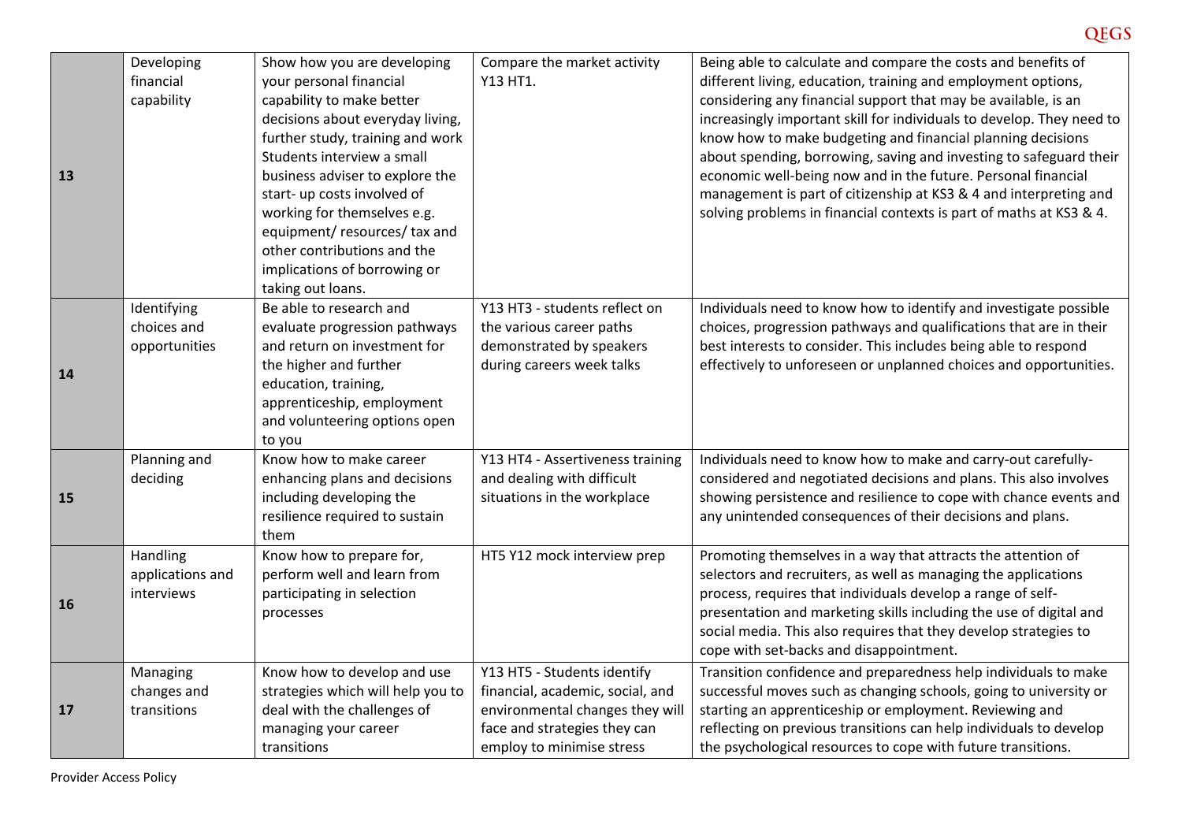| 13 | Developing financial capability | Show how you are developing your personal financial capability to make better decisions about everyday living, further study, training and work Students interview a small business adviser to explore the start- up costs involved of working for themselves e.g. equipment/ resources/ tax and other contributions and the implications of borrowing or taking out loans. | Compare the market activity Y13 HT1. | Being able to calculate and compare the costs and benefits of different living, education, training and employment options, considering any financial support that may be available, is an increasingly important skill for individuals to develop. They need to know how to make budgeting and financial planning decisions about spending, borrowing, saving and investing to safeguard their economic well-being now and in the future. Personal financial management is part of citizenship at KS3 & 4 and interpreting and solving problems in financial contexts is part of maths at KS3 & 4. |
|---|---|---|---|---|
| 14 | Identifying choices and opportunities | Be able to research and evaluate progression pathways and return on investment for the higher and further education, training, apprenticeship, employment and volunteering options open to you | Y13 HT3 - students reflect on the various career paths demonstrated by speakers during careers week talks | Individuals need to know how to identify and investigate possible choices, progression pathways and qualifications that are in their best interests to consider. This includes being able to respond effectively to unforeseen or unplanned choices and opportunities. |
| 15 | Planning and deciding | Know how to make career enhancing plans and decisions including developing the resilience required to sustain them | Y13 HT4 - Assertiveness training and dealing with difficult situations in the workplace | Individuals need to know how to make and carry-out carefully-considered and negotiated decisions and plans. This also involves showing persistence and resilience to cope with chance events and any unintended consequences of their decisions and plans. |
| 16 | Handling applications and interviews | Know how to prepare for, perform well and learn from participating in selection processes | HT5 Y12 mock interview prep | Promoting themselves in a way that attracts the attention of selectors and recruiters, as well as managing the applications process, requires that individuals develop a range of self-presentation and marketing skills including the use of digital and social media. This also requires that they develop strategies to cope with set-backs and disappointment. |
| 17 | Managing changes and transitions | Know how to develop and use strategies which will help you to deal with the challenges of managing your career transitions | Y13 HT5 - Students identify financial, academic, social, and environmental changes they will face and strategies they can employ to minimise stress | Transition confidence and preparedness help individuals to make successful moves such as changing schools, going to university or starting an apprenticeship or employment. Reviewing and reflecting on previous transitions can help individuals to develop the psychological resources to cope with future transitions. |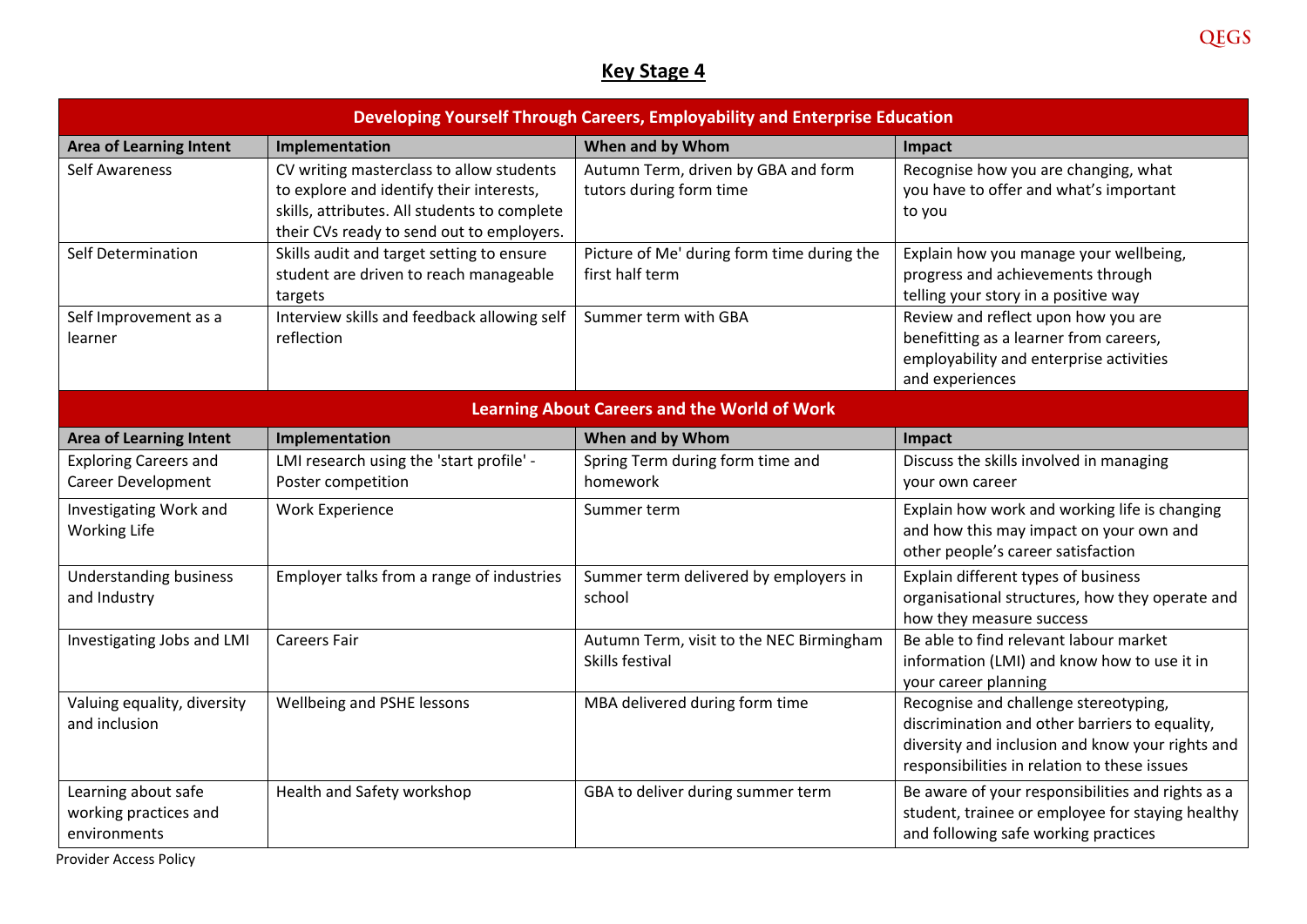## Key Stage 4

| Developing Yourself Through Careers, Employability and Enterprise Education | | | |
|---|---|---|---|
| **Area of Learning Intent** | **Implementation** | **When and by Whom** | **Impact** |
| Self Awareness | CV writing masterclass to allow students to explore and identify their interests, skills, attributes. All students to complete their CVs ready to send out to employers. | Autumn Term, driven by GBA and form tutors during form time | Recognise how you are changing, what you have to offer and what's important to you |
| Self Determination | Skills audit and target setting to ensure student are driven to reach manageable targets | Picture of Me' during form time during the first half term | Explain how you manage your wellbeing, progress and achievements through telling your story in a positive way |
| Self Improvement as a learner | Interview skills and feedback allowing self reflection | Summer term with GBA | Review and reflect upon how you are benefitting as a learner from careers, employability and enterprise activities and experiences |

| Learning About Careers and the World of Work | | | |
|---|---|---|---|
| **Area of Learning Intent** | **Implementation** | **When and by Whom** | **Impact** |
| Exploring Careers and Career Development | LMI research using the 'start profile' - Poster competition | Spring Term during form time and homework | Discuss the skills involved in managing your own career |
| Investigating Work and Working Life | Work Experience | Summer term | Explain how work and working life is changing and how this may impact on your own and other people's career satisfaction |
| Understanding business and Industry | Employer talks from a range of industries | Summer term delivered by employers in school | Explain different types of business organisational structures, how they operate and how they measure success |
| Investigating Jobs and LMI | Careers Fair | Autumn Term, visit to the NEC Birmingham Skills festival | Be able to find relevant labour market information (LMI) and know how to use it in your career planning |
| Valuing equality, diversity and inclusion | Wellbeing and PSHE lessons | MBA delivered during form time | Recognise and challenge stereotyping, discrimination and other barriers to equality, diversity and inclusion and know your rights and responsibilities in relation to these issues |
| Learning about safe working practices and environments | Health and Safety workshop | GBA to deliver during summer term | Be aware of your responsibilities and rights as a student, trainee or employee for staying healthy and following safe working practices |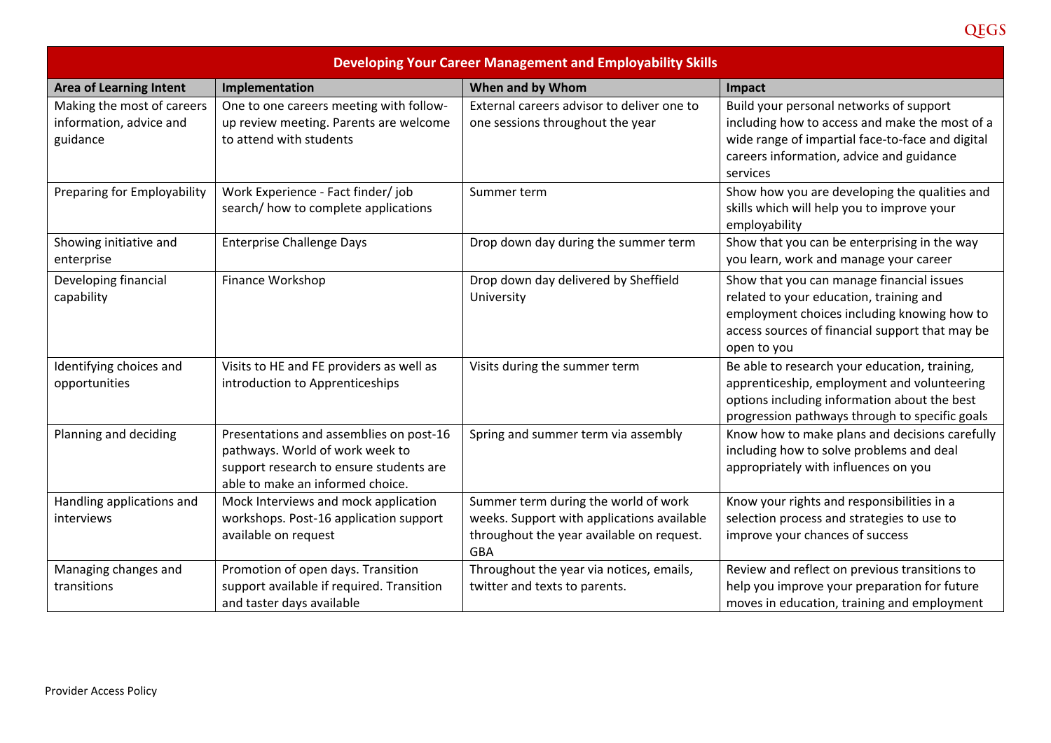| Developing Your Career Management and Employability Skills | | | |
|---|---|---|---|
| **Area of Learning Intent** | **Implementation** | **When and by Whom** | **Impact** |
| Making the most of careers information, advice and guidance | One to one careers meeting with follow-up review meeting. Parents are welcome to attend with students | External careers advisor to deliver one to one sessions throughout the year | Build your personal networks of support including how to access and make the most of a wide range of impartial face-to-face and digital careers information, advice and guidance services |
| Preparing for Employability | Work Experience - Fact finder/ job search/ how to complete applications | Summer term | Show how you are developing the qualities and skills which will help you to improve your employability |
| Showing initiative and enterprise | Enterprise Challenge Days | Drop down day during the summer term | Show that you can be enterprising in the way you learn, work and manage your career |
| Developing financial capability | Finance Workshop | Drop down day delivered by Sheffield University | Show that you can manage financial issues related to your education, training and employment choices including knowing how to access sources of financial support that may be open to you |
| Identifying choices and opportunities | Visits to HE and FE providers as well as introduction to Apprenticeships | Visits during the summer term | Be able to research your education, training, apprenticeship, employment and volunteering options including information about the best progression pathways through to specific goals |
| Planning and deciding | Presentations and assemblies on post-16 pathways. World of work week to support research to ensure students are able to make an informed choice. | Spring and summer term via assembly | Know how to make plans and decisions carefully including how to solve problems and deal appropriately with influences on you |
| Handling applications and interviews | Mock Interviews and mock application workshops. Post-16 application support available on request | Summer term during the world of work weeks. Support with applications available throughout the year available on request. GBA | Know your rights and responsibilities in a selection process and strategies to use to improve your chances of success |
| Managing changes and transitions | Promotion of open days. Transition support available if required. Transition and taster days available | Throughout the year via notices, emails, twitter and texts to parents. | Review and reflect on previous transitions to help you improve your preparation for future moves in education, training and employment |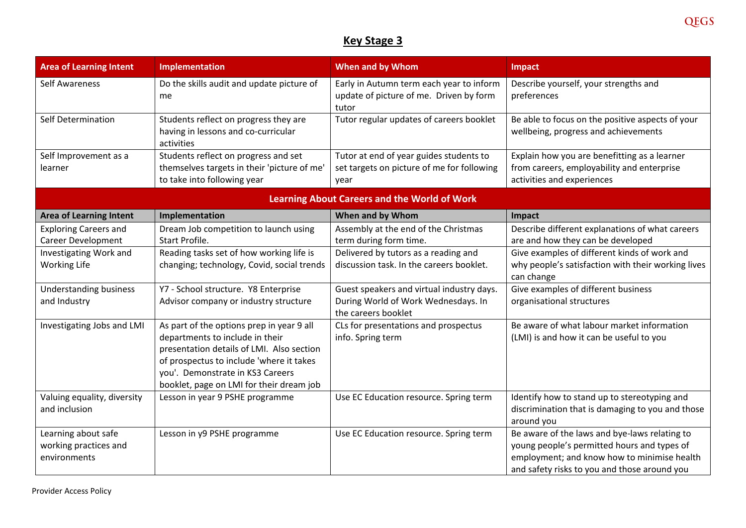## Key Stage 3

| Area of Learning Intent | Implementation | When and by Whom | Impact |
|---|---|---|---|
| Self Awareness | Do the skills audit and update picture of me | Early in Autumn term each year to inform update of picture of me. Driven by form tutor | Describe yourself, your strengths and preferences |
| Self Determination | Students reflect on progress they are having in lessons and co-curricular activities | Tutor regular updates of careers booklet | Be able to focus on the positive aspects of your wellbeing, progress and achievements |
| Self Improvement as a learner | Students reflect on progress and set themselves targets in their 'picture of me' to take into following year | Tutor at end of year guides students to set targets on picture of me for following year | Explain how you are benefitting as a learner from careers, employability and enterprise activities and experiences |
| **Learning About Careers and the World of Work** | | | |
| **Area of Learning Intent** | **Implementation** | **When and by Whom** | **Impact** |
| Exploring Careers and Career Development | Dream Job competition to launch using Start Profile. | Assembly at the end of the Christmas term during form time. | Describe different explanations of what careers are and how they can be developed |
| Investigating Work and Working Life | Reading tasks set of how working life is changing; technology, Covid, social trends | Delivered by tutors as a reading and discussion task. In the careers booklet. | Give examples of different kinds of work and why people's satisfaction with their working lives can change |
| Understanding business and Industry | Y7 - School structure. Y8 Enterprise Advisor company or industry structure | Guest speakers and virtual industry days. During World of Work Wednesdays. In the careers booklet | Give examples of different business organisational structures |
| Investigating Jobs and LMI | As part of the options prep in year 9 all departments to include in their presentation details of LMI. Also section of prospectus to include 'where it takes you'. Demonstrate in KS3 Careers booklet, page on LMI for their dream job | CLs for presentations and prospectus info. Spring term | Be aware of what labour market information (LMI) is and how it can be useful to you |
| Valuing equality, diversity and inclusion | Lesson in year 9 PSHE programme | Use EC Education resource. Spring term | Identify how to stand up to stereotyping and discrimination that is damaging to you and those around you |
| Learning about safe working practices and environments | Lesson in y9 PSHE programme | Use EC Education resource. Spring term | Be aware of the laws and bye-laws relating to young people's permitted hours and types of employment; and know how to minimise health and safety risks to you and those around you |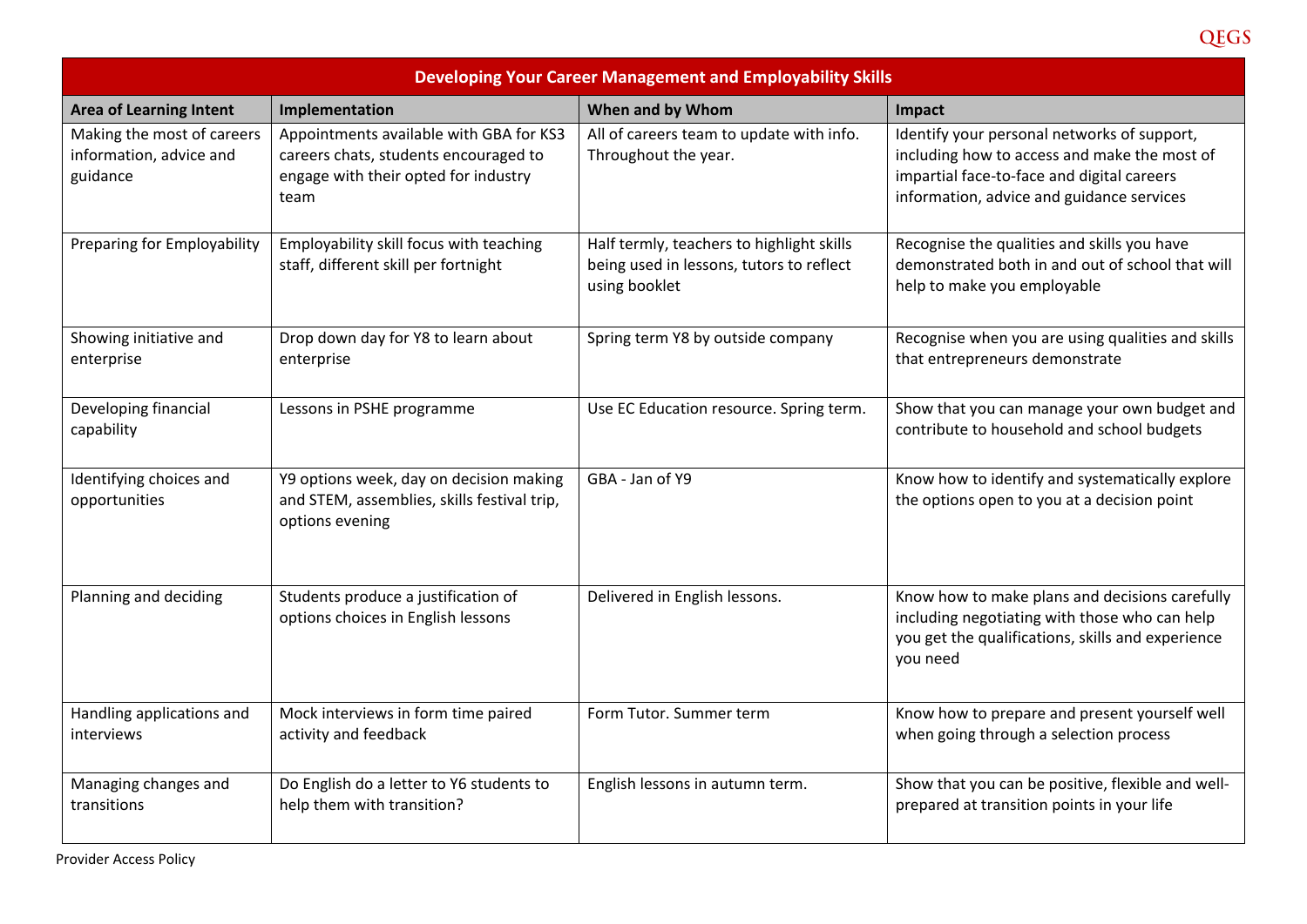| Developing Your Career Management and Employability Skills | | | |
|---|---|---|---|
| **Area of Learning Intent** | **Implementation** | **When and by Whom** | **Impact** |
| Making the most of careers information, advice and guidance | Appointments available with GBA for KS3 careers chats, students encouraged to engage with their opted for industry team | All of careers team to update with info. Throughout the year. | Identify your personal networks of support, including how to access and make the most of impartial face-to-face and digital careers information, advice and guidance services |
| Preparing for Employability | Employability skill focus with teaching staff, different skill per fortnight | Half termly, teachers to highlight skills being used in lessons, tutors to reflect using booklet | Recognise the qualities and skills you have demonstrated both in and out of school that will help to make you employable |
| Showing initiative and enterprise | Drop down day for Y8 to learn about enterprise | Spring term Y8 by outside company | Recognise when you are using qualities and skills that entrepreneurs demonstrate |
| Developing financial capability | Lessons in PSHE programme | Use EC Education resource. Spring term. | Show that you can manage your own budget and contribute to household and school budgets |
| Identifying choices and opportunities | Y9 options week, day on decision making and STEM, assemblies, skills festival trip, options evening | GBA - Jan of Y9 | Know how to identify and systematically explore the options open to you at a decision point |
| Planning and deciding | Students produce a justification of options choices in English lessons | Delivered in English lessons. | Know how to make plans and decisions carefully including negotiating with those who can help you get the qualifications, skills and experience you need |
| Handling applications and interviews | Mock interviews in form time paired activity and feedback | Form Tutor. Summer term | Know how to prepare and present yourself well when going through a selection process |
| Managing changes and transitions | Do English do a letter to Y6 students to help them with transition? | English lessons in autumn term. | Show that you can be positive, flexible and well-prepared at transition points in your life |